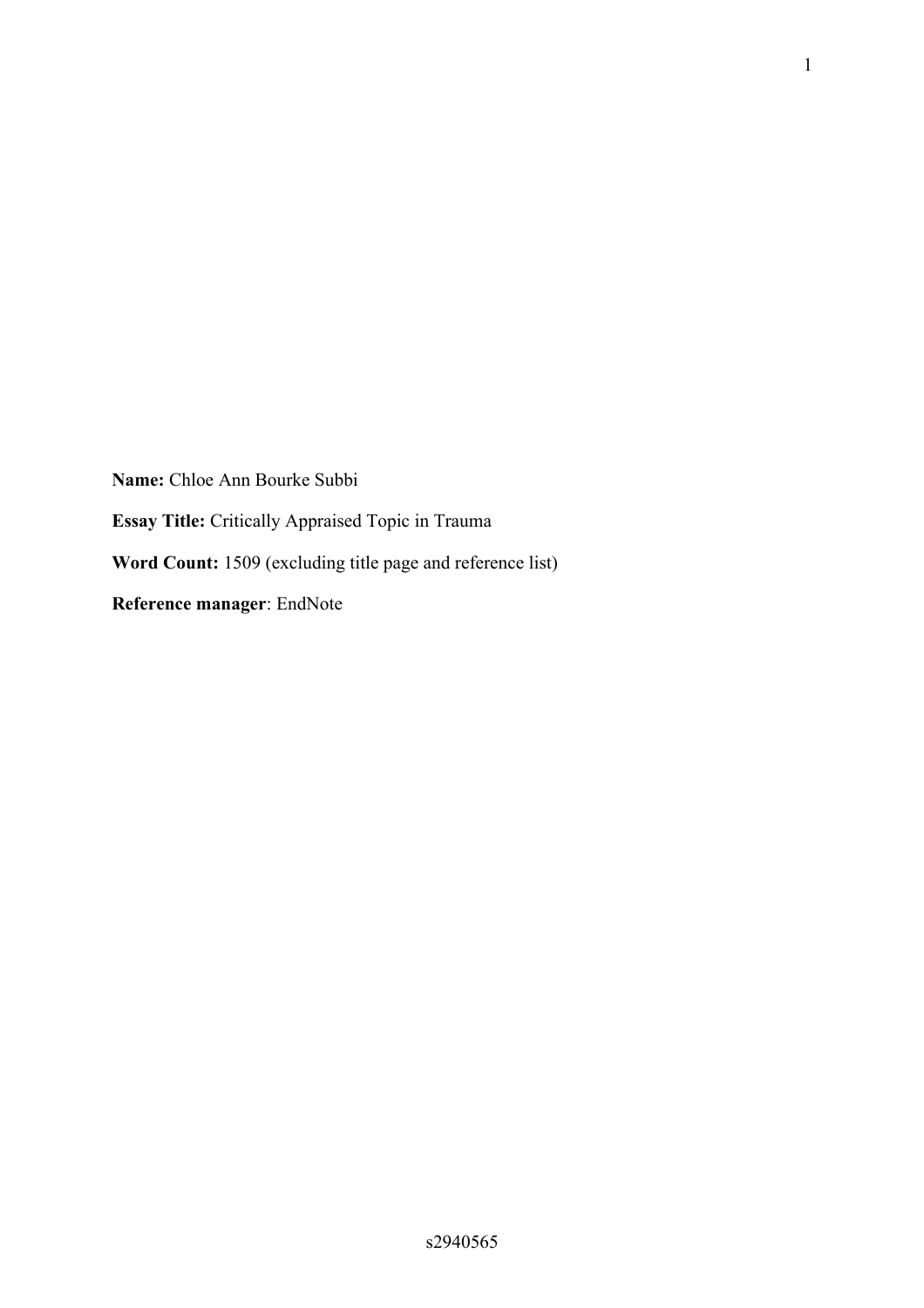**Name:** Chloe Ann Bourke Subbi

**Essay Title:** Critically Appraised Topic in Trauma

**Word Count:** 1509 (excluding title page and reference list)

**Reference manager**: EndNote

s2940565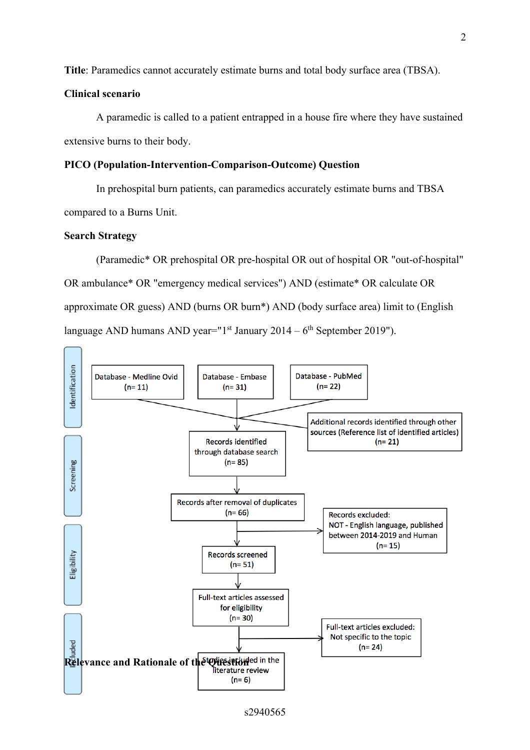**Title**: Paramedics cannot accurately estimate burns and total body surface area (TBSA).

**Clinical scenario**

A paramedic is called to a patient entrapped in a house fire where they have sustained extensive burns to their body.

**PICO (Population-Intervention-Comparison-Outcome) Question**

In prehospital burn patients, can paramedics accurately estimate burns and TBSA compared to a Burns Unit.

**Search Strategy**

(Paramedic* OR prehospital OR pre-hospital OR out of hospital OR "out-of-hospital" OR ambulance* OR "emergency medical services") AND (estimate* OR calculate OR approximate OR guess) AND (burns OR burn*) AND (body surface area) limit to (English language AND humans AND year="1st January 2014 – 6th September 2019").

Identification

Database - Medline Ovid (n= 11)

Database - Embase (n= 31)

Database - PubMed (n= 22)

Additional records identified through other sources (Reference list of identified articles) (n= 21)

Records identified through database search (n= 85)

Screening

Records after removal of duplicates (n= 66)

Records excluded: NOT - English language, published between 2014-2019 and Human (n= 15)

Records screened (n= 51)

Eligibility

Full-text articles assessed for eligibility (n= 30)

Full-text articles excluded: Not specific to the topic (n= 24)

Included

Studies included in the literature review (n= 6)

**Relevance and Rationale of the Question**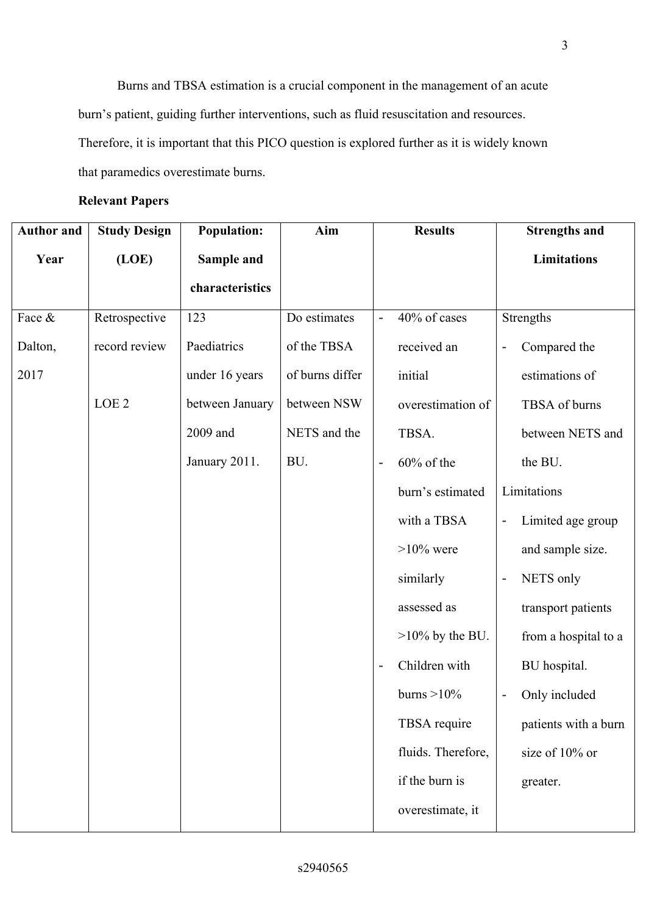Burns and TBSA estimation is a crucial component in the management of an acute burn's patient, guiding further interventions, such as fluid resuscitation and resources. Therefore, it is important that this PICO question is explored further as it is widely known that paramedics overestimate burns.

**Relevant Papers**

| **Author and Year** | **Study Design (LOE)** | **Population: Sample and characteristics** | **Aim** | **Results** | **Strengths and Limitations** |
| --- | --- | --- | --- | --- | --- |
| Face & Dalton, 2017 | Retrospective record review<br><br>LOE 2 | 123 Paediatrics under 16 years between January 2009 and January 2011. | Do estimates of the TBSA of burns differ between NSW NETS and the BU. | - 40% of cases received an initial overestimation of TBSA.<br>- 60% of the burn's estimated with a TBSA >10% were similarly assessed as >10% by the BU.<br>- Children with burns >10% TBSA require fluids. Therefore, if the burn is overestimate, it | Strengths<br>- Compared the estimations of TBSA of burns between NETS and the BU.<br>Limitations<br>- Limited age group and sample size.<br>- NETS only transport patients from a hospital to a BU hospital.<br>- Only included patients with a burn size of 10% or greater. |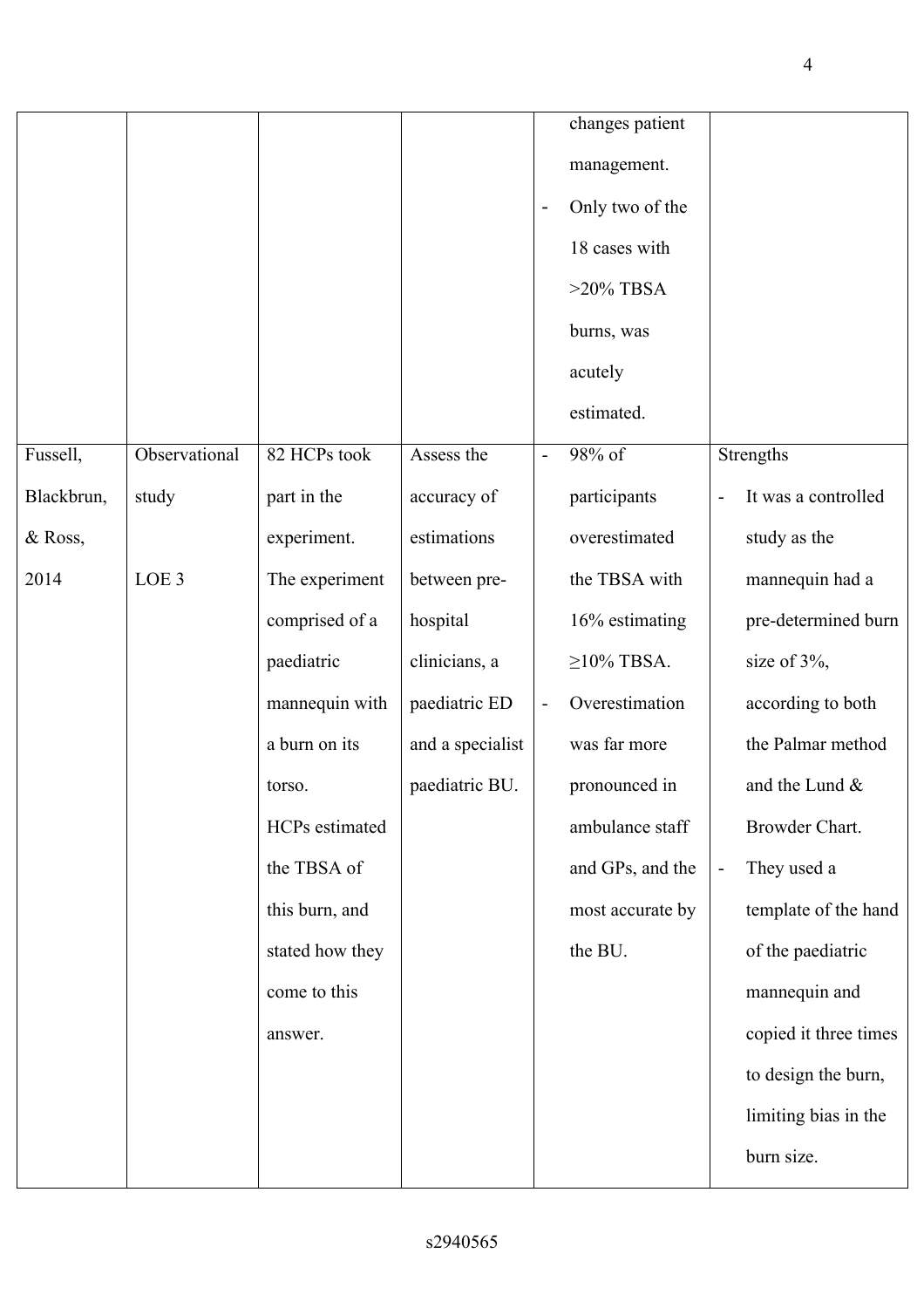| | | | | changes patient management.<br>- Only two of the 18 cases with >20% TBSA burns, was acutely estimated. | |
|---|---|---|---|---|---|
| Fussell, Blackbrun, & Ross, 2014 | Observational study<br><br>LOE 3 | 82 HCPs took part in the experiment. The experiment comprised of a paediatric mannequin with a burn on its torso. HCPs estimated the TBSA of this burn, and stated how they come to this answer. | Assess the accuracy of estimations between pre-hospital clinicians, a paediatric ED and a specialist paediatric BU. | - 98% of participants overestimated the TBSA with 16% estimating ≥10% TBSA.<br>- Overestimation was far more pronounced in ambulance staff and GPs, and the most accurate by the BU. | Strengths<br>- It was a controlled study as the mannequin had a pre-determined burn size of 3%, according to both the Palmar method and the Lund & Browder Chart.<br>- They used a template of the hand of the paediatric mannequin and copied it three times to design the burn, limiting bias in the burn size. |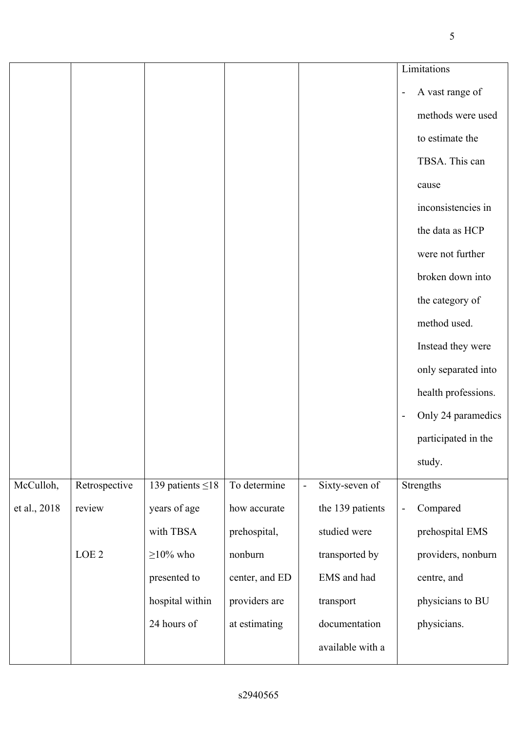| | | | | | |
|---|---|---|---|---|---|
| | | | | | Limitations<br>- A vast range of methods were used to estimate the TBSA. This can cause inconsistencies in the data as HCP were not further broken down into the category of method used. Instead they were only separated into health professions.<br>- Only 24 paramedics participated in the study. |
| McCulloh, et al., 2018 | Retrospective review<br><br>LOE 2 | 139 patients ≤18 years of age with TBSA ≥10% who presented to hospital within 24 hours of | To determine how accurate prehospital, nonburn center, and ED providers are at estimating | - Sixty-seven of the 139 patients studied were transported by EMS and had transport documentation available with a | Strengths<br>- Compared prehospital EMS providers, nonburn centre, and physicians to BU physicians. |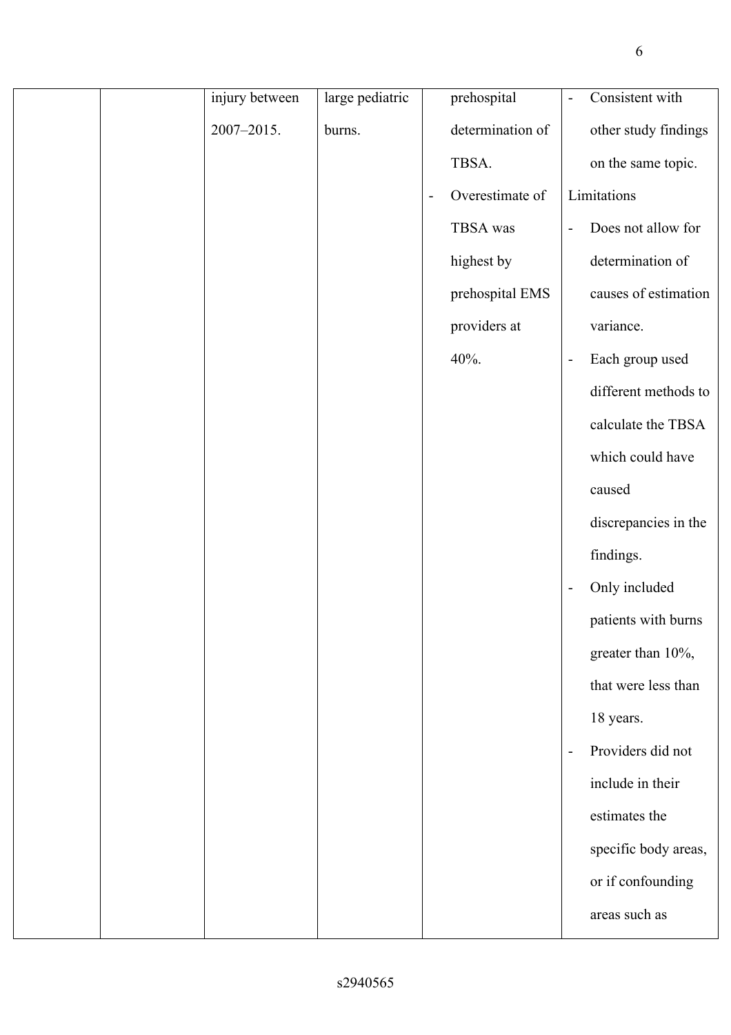| | | | | | |
|---|---|---|---|---|---|
| | | injury between 2007–2015. | large pediatric burns. | prehospital determination of TBSA.<br>- Overestimate of TBSA was highest by prehospital EMS providers at 40%. | - Consistent with other study findings on the same topic.<br>Limitations<br>- Does not allow for determination of causes of estimation variance.<br>- Each group used different methods to calculate the TBSA which could have caused discrepancies in the findings.<br>- Only included patients with burns greater than 10%, that were less than 18 years.<br>- Providers did not include in their estimates the specific body areas, or if confounding areas such as |

s2940565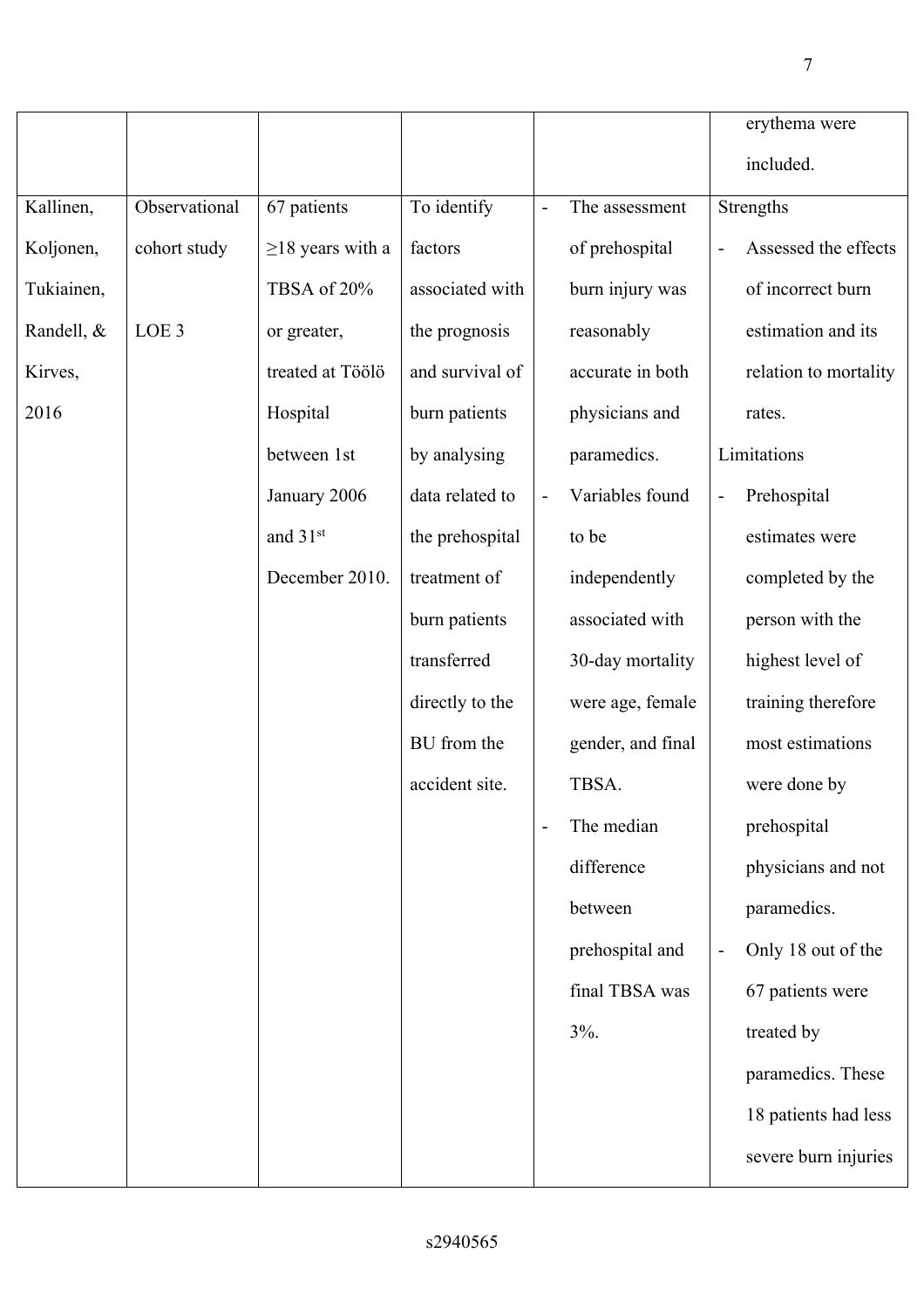| | | | | | erythema were included. |
|---|---|---|---|---|---|
| Kallinen, Koljonen, Tukiainen, Randell, & Kirves, 2016 | Observational cohort study<br><br>LOE 3 | 67 patients ≥18 years with a TBSA of 20% or greater, treated at Töölö Hospital between 1st January 2006 and 31st December 2010. | To identify factors associated with the prognosis and survival of burn patients by analysing data related to the prehospital treatment of burn patients transferred directly to the BU from the accident site. | - The assessment of prehospital burn injury was reasonably accurate in both physicians and paramedics.<br>- Variables found to be independently associated with 30-day mortality were age, female gender, and final TBSA.<br>- The median difference between prehospital and final TBSA was 3%. | Strengths<br>- Assessed the effects of incorrect burn estimation and its relation to mortality rates.<br>Limitations<br>- Prehospital estimates were completed by the person with the highest level of training therefore most estimations were done by prehospital physicians and not paramedics.<br>- Only 18 out of the 67 patients were treated by paramedics. These 18 patients had less severe burn injuries |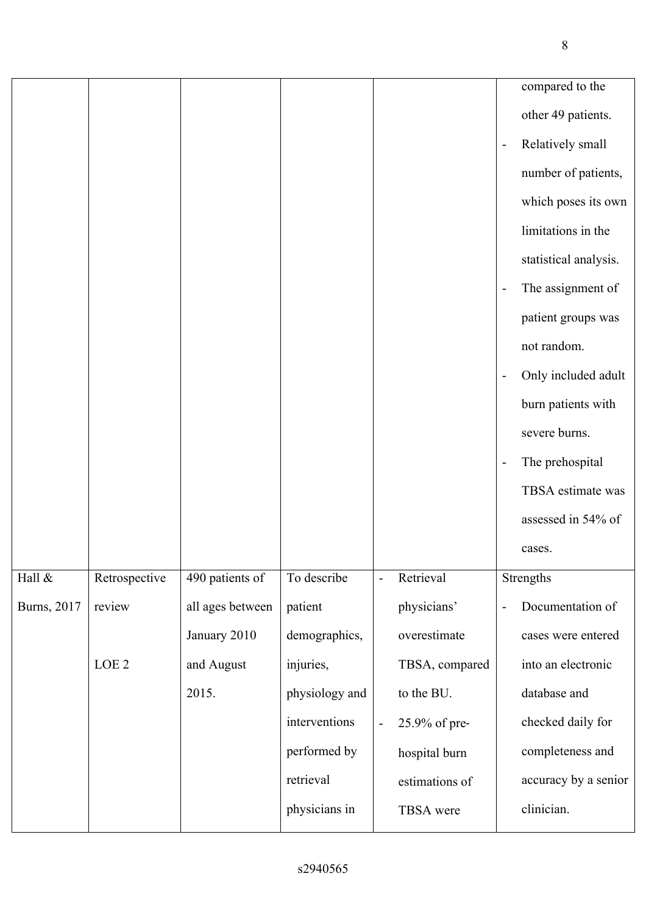| | | | | | |
|---|---|---|---|---|---|
| | | | | | compared to the other 49 patients.<br>- Relatively small number of patients, which poses its own limitations in the statistical analysis.<br>- The assignment of patient groups was not random.<br>- Only included adult burn patients with severe burns.<br>- The prehospital TBSA estimate was assessed in 54% of cases. |
| Hall & Burns, 2017 | Retrospective review<br><br>LOE 2 | 490 patients of all ages between January 2010 and August 2015. | To describe patient demographics, injuries, physiology and interventions performed by retrieval physicians in | - Retrieval physicians' overestimate TBSA, compared to the BU.<br>- 25.9% of pre-hospital burn estimations of TBSA were | Strengths<br>- Documentation of cases were entered into an electronic database and checked daily for completeness and accuracy by a senior clinician. |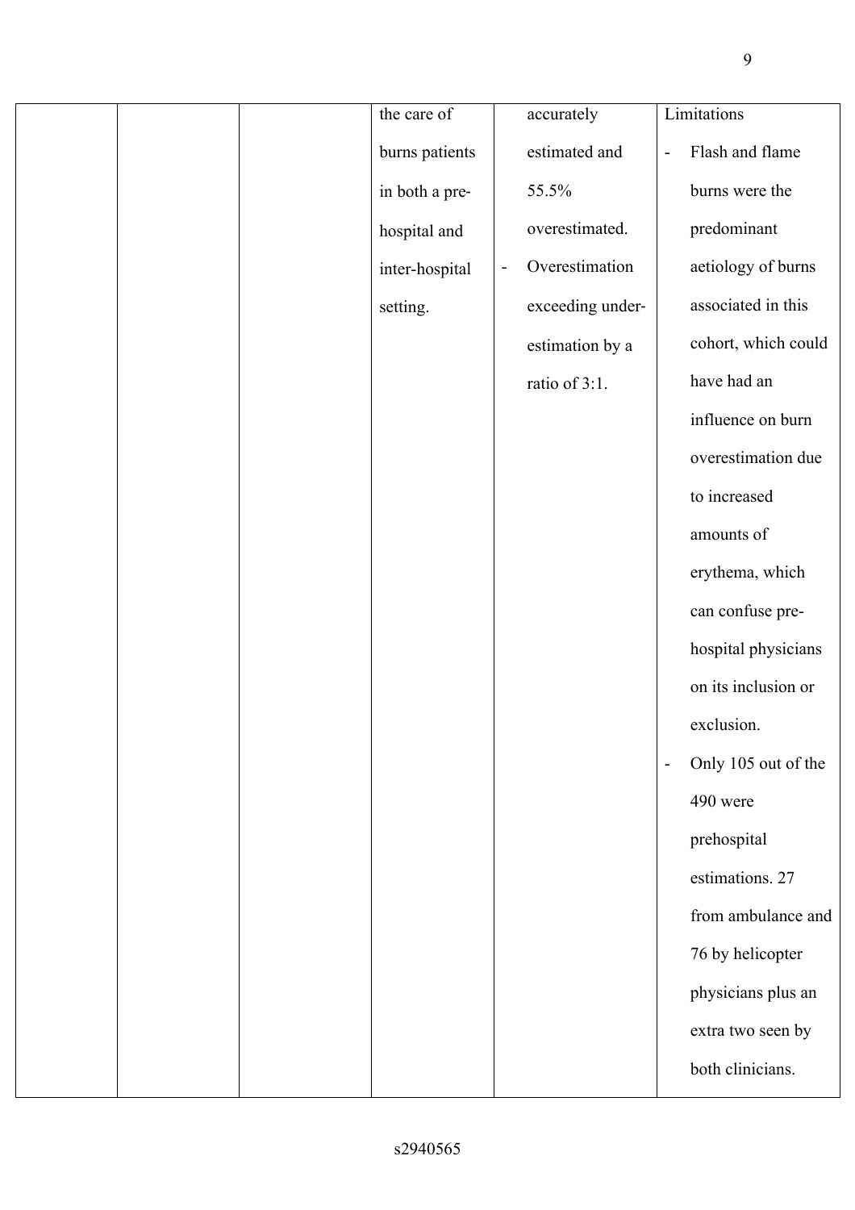|  |  |  | the care of burns patients in both a pre-hospital and inter-hospital setting. | accurately estimated and 55.5% overestimated.<br>- Overestimation exceeding under-estimation by a ratio of 3:1. | Limitations<br>- Flash and flame burns were the predominant aetiology of burns associated in this cohort, which could have had an influence on burn overestimation due to increased amounts of erythema, which can confuse pre-hospital physicians on its inclusion or exclusion.<br>- Only 105 out of the 490 were prehospital estimations. 27 from ambulance and 76 by helicopter physicians plus an extra two seen by both clinicians. |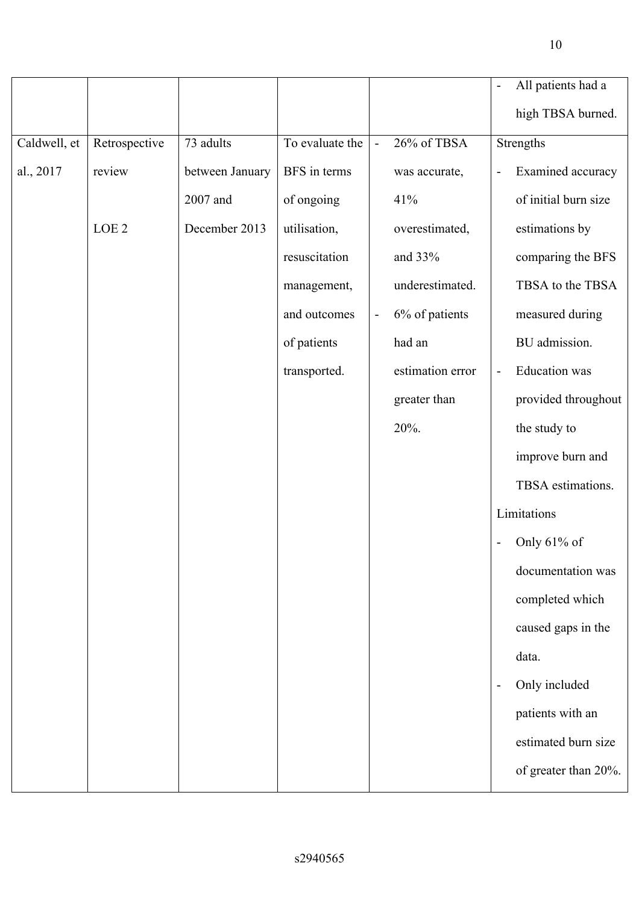| | | | | | - All patients had a high TBSA burned. |
|---|---|---|---|---|---|
| Caldwell, et al., 2017 | Retrospective review<br><br>LOE 2 | 73 adults between January 2007 and December 2013 | To evaluate the BFS in terms of ongoing utilisation, resuscitation management, and outcomes of patients transported. | - 26% of TBSA was accurate, 41% overestimated, and 33% underestimated.<br>- 6% of patients had an estimation error greater than 20%. | Strengths<br>- Examined accuracy of initial burn size estimations by comparing the BFS TBSA to the TBSA measured during BU admission.<br>- Education was provided throughout the study to improve burn and TBSA estimations.<br>Limitations<br>- Only 61% of documentation was completed which caused gaps in the data.<br>- Only included patients with an estimated burn size of greater than 20%. |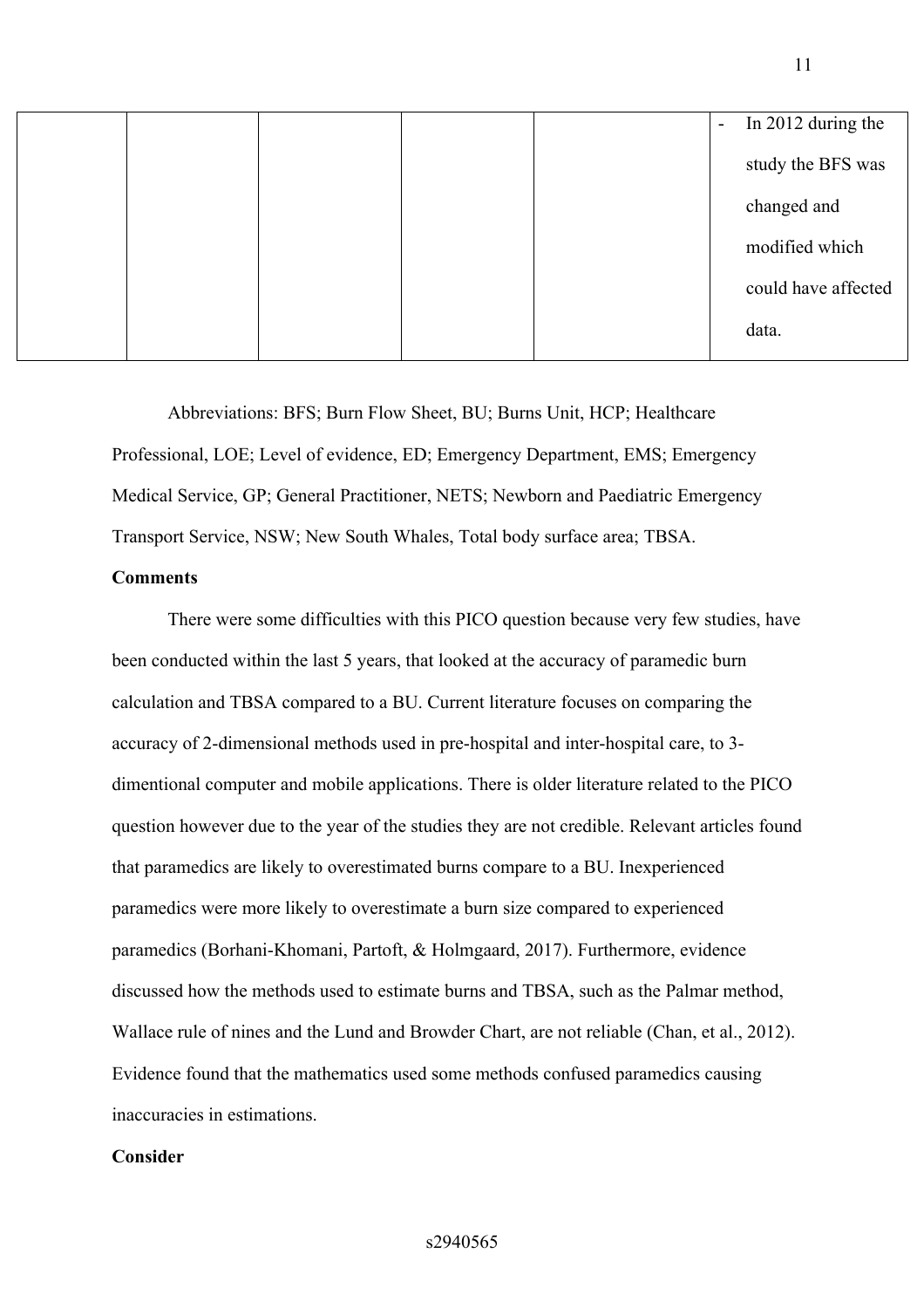| | | | | | |
|---|---|---|---|---|---|
| | | | | | - In 2012 during the study the BFS was changed and modified which could have affected data. |

Abbreviations: BFS; Burn Flow Sheet, BU; Burns Unit, HCP; Healthcare Professional, LOE; Level of evidence, ED; Emergency Department, EMS; Emergency Medical Service, GP; General Practitioner, NETS; Newborn and Paediatric Emergency Transport Service, NSW; New South Whales, Total body surface area; TBSA.

**Comments**

There were some difficulties with this PICO question because very few studies, have been conducted within the last 5 years, that looked at the accuracy of paramedic burn calculation and TBSA compared to a BU. Current literature focuses on comparing the accuracy of 2-dimensional methods used in pre-hospital and inter-hospital care, to 3-dimentional computer and mobile applications. There is older literature related to the PICO question however due to the year of the studies they are not credible. Relevant articles found that paramedics are likely to overestimated burns compare to a BU. Inexperienced paramedics were more likely to overestimate a burn size compared to experienced paramedics (Borhani-Khomani, Partoft, & Holmgaard, 2017). Furthermore, evidence discussed how the methods used to estimate burns and TBSA, such as the Palmar method, Wallace rule of nines and the Lund and Browder Chart, are not reliable (Chan, et al., 2012). Evidence found that the mathematics used some methods confused paramedics causing inaccuracies in estimations.

**Consider**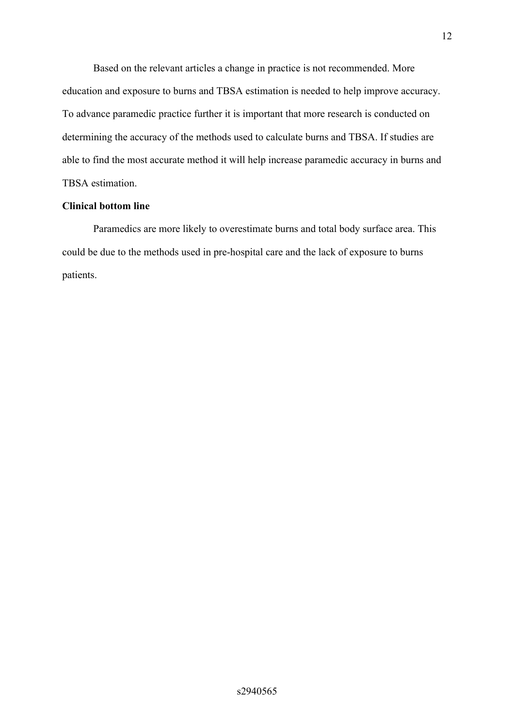Based on the relevant articles a change in practice is not recommended. More education and exposure to burns and TBSA estimation is needed to help improve accuracy. To advance paramedic practice further it is important that more research is conducted on determining the accuracy of the methods used to calculate burns and TBSA. If studies are able to find the most accurate method it will help increase paramedic accuracy in burns and TBSA estimation.

**Clinical bottom line**

Paramedics are more likely to overestimate burns and total body surface area. This could be due to the methods used in pre-hospital care and the lack of exposure to burns patients.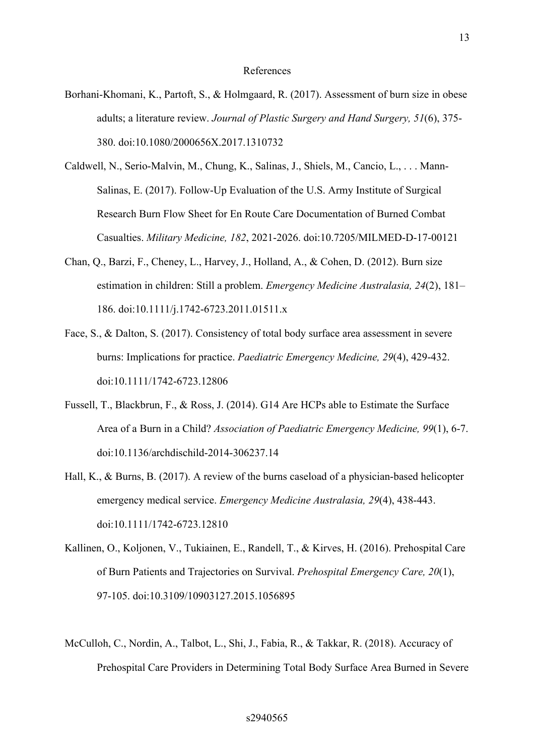# References

Borhani-Khomani, K., Partoft, S., & Holmgaard, R. (2017). Assessment of burn size in obese adults; a literature review. *Journal of Plastic Surgery and Hand Surgery, 51*(6), 375-380. doi:10.1080/2000656X.2017.1310732

Caldwell, N., Serio-Malvin, M., Chung, K., Salinas, J., Shiels, M., Cancio, L., . . . Mann-Salinas, E. (2017). Follow-Up Evaluation of the U.S. Army Institute of Surgical Research Burn Flow Sheet for En Route Care Documentation of Burned Combat Casualties. *Military Medicine, 182*, 2021-2026. doi:10.7205/MILMED-D-17-00121

Chan, Q., Barzi, F., Cheney, L., Harvey, J., Holland, A., & Cohen, D. (2012). Burn size estimation in children: Still a problem. *Emergency Medicine Australasia, 24*(2), 181–186. doi:10.1111/j.1742-6723.2011.01511.x

Face, S., & Dalton, S. (2017). Consistency of total body surface area assessment in severe burns: Implications for practice. *Paediatric Emergency Medicine, 29*(4), 429-432. doi:10.1111/1742-6723.12806

Fussell, T., Blackbrun, F., & Ross, J. (2014). G14 Are HCPs able to Estimate the Surface Area of a Burn in a Child? *Association of Paediatric Emergency Medicine, 99*(1), 6-7. doi:10.1136/archdischild-2014-306237.14

Hall, K., & Burns, B. (2017). A review of the burns caseload of a physician-based helicopter emergency medical service. *Emergency Medicine Australasia, 29*(4), 438-443. doi:10.1111/1742-6723.12810

Kallinen, O., Koljonen, V., Tukiainen, E., Randell, T., & Kirves, H. (2016). Prehospital Care of Burn Patients and Trajectories on Survival. *Prehospital Emergency Care, 20*(1), 97-105. doi:10.3109/10903127.2015.1056895

McCulloh, C., Nordin, A., Talbot, L., Shi, J., Fabia, R., & Takkar, R. (2018). Accuracy of Prehospital Care Providers in Determining Total Body Surface Area Burned in Severe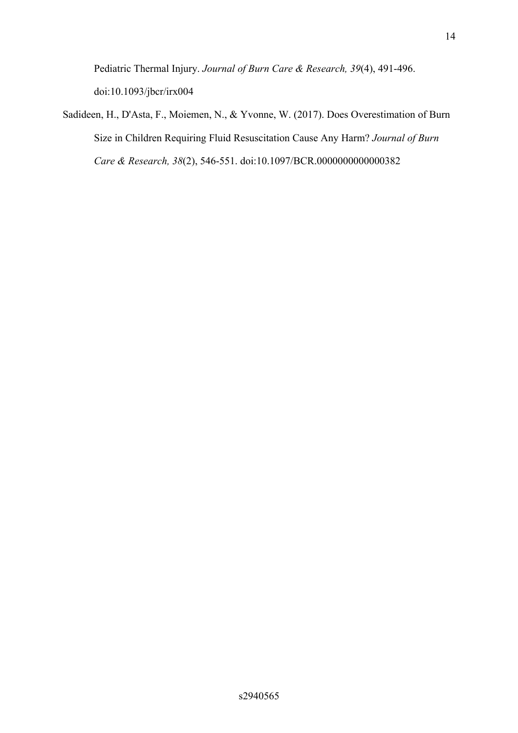Pediatric Thermal Injury. *Journal of Burn Care & Research, 39*(4), 491-496. doi:10.1093/jbcr/irx004

Sadideen, H., D'Asta, F., Moiemen, N., & Yvonne, W. (2017). Does Overestimation of Burn Size in Children Requiring Fluid Resuscitation Cause Any Harm? *Journal of Burn Care & Research, 38*(2), 546-551. doi:10.1097/BCR.0000000000000382